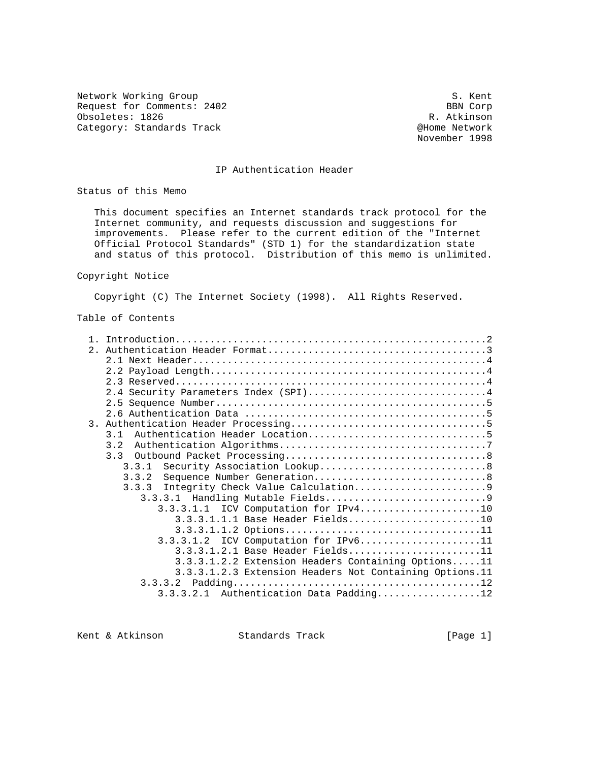Network Working Group                                            S. Kent
Request for Comments: 2402                                     BBN Corp
Obsoletes: 1826                                             R. Atkinson
Category: Standards Track                                @Home Network
                                                           November 1998

# IP Authentication Header

## Status of this Memo

This document specifies an Internet standards track protocol for the Internet community, and requests discussion and suggestions for improvements. Please refer to the current edition of the "Internet Official Protocol Standards" (STD 1) for the standardization state and status of this protocol. Distribution of this memo is unlimited.

## Copyright Notice

Copyright (C) The Internet Society (1998). All Rights Reserved.

## Table of Contents

```
   1. Introduction......................................................2
   2. Authentication Header Format......................................3
      2.1 Next Header...................................................4
      2.2 Payload Length................................................4
      2.3 Reserved......................................................4
      2.4 Security Parameters Index (SPI)...............................4
      2.5 Sequence Number...............................................5
      2.6 Authentication Data ..........................................5
   3. Authentication Header Processing..................................5
      3.1  Authentication Header Location...............................5
      3.2  Authentication Algorithms....................................7
      3.3  Outbound Packet Processing...................................8
         3.3.1  Security Association Lookup.............................8
         3.3.2  Sequence Number Generation..............................8
         3.3.3  Integrity Check Value Calculation.......................9
            3.3.3.1  Handling Mutable Fields............................9
               3.3.3.1.1  ICV Computation for IPv4.....................10
                  3.3.3.1.1.1 Base Header Fields.......................10
                  3.3.3.1.1.2 Options..................................11
               3.3.3.1.2  ICV Computation for IPv6.....................11
                  3.3.3.1.2.1 Base Header Fields.......................11
                  3.3.3.1.2.2 Extension Headers Containing Options.....11
                  3.3.3.1.2.3 Extension Headers Not Containing Options.11
            3.3.3.2  Padding...........................................12
               3.3.3.2.1  Authentication Data Padding..................12
```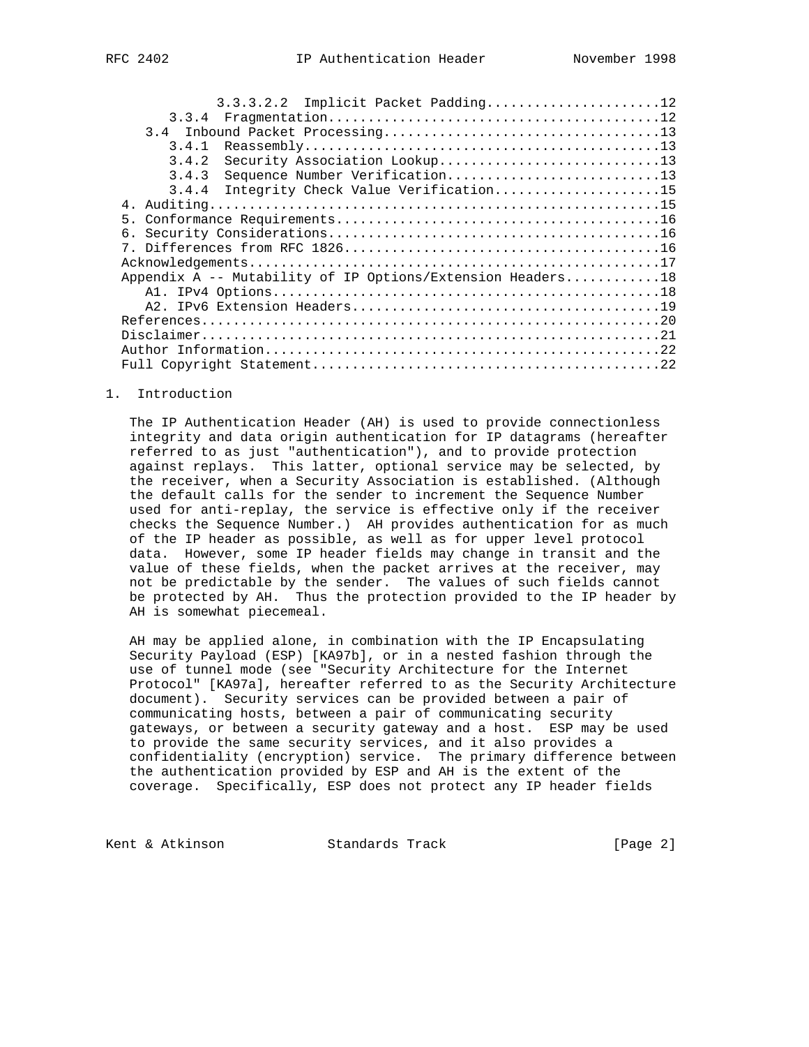```
            3.3.3.2.2  Implicit Packet Padding......................12
         3.3.4  Fragmentation.........................................12
      3.4  Inbound Packet Processing..................................13
         3.4.1  Reassembly............................................13
         3.4.2  Security Association Lookup...........................13
         3.4.3  Sequence Number Verification..........................13
         3.4.4  Integrity Check Value Verification....................15
   4. Auditing........................................................15
   5. Conformance Requirements........................................16
   6. Security Considerations.........................................16
   7. Differences from RFC 1826.......................................16
   Acknowledgements...................................................17
   Appendix A -- Mutability of IP Options/Extension Headers...........18
      A1. IPv4 Options................................................18
      A2. IPv6 Extension Headers......................................19
   References.........................................................20
   Disclaimer.........................................................21
   Author Information.................................................22
   Full Copyright Statement...........................................22
```

## 1. Introduction

The IP Authentication Header (AH) is used to provide connectionless integrity and data origin authentication for IP datagrams (hereafter referred to as just "authentication"), and to provide protection against replays. This latter, optional service may be selected, by the receiver, when a Security Association is established. (Although the default calls for the sender to increment the Sequence Number used for anti-replay, the service is effective only if the receiver checks the Sequence Number.) AH provides authentication for as much of the IP header as possible, as well as for upper level protocol data. However, some IP header fields may change in transit and the value of these fields, when the packet arrives at the receiver, may not be predictable by the sender. The values of such fields cannot be protected by AH. Thus the protection provided to the IP header by AH is somewhat piecemeal.

AH may be applied alone, in combination with the IP Encapsulating Security Payload (ESP) [KA97b], or in a nested fashion through the use of tunnel mode (see "Security Architecture for the Internet Protocol" [KA97a], hereafter referred to as the Security Architecture document). Security services can be provided between a pair of communicating hosts, between a pair of communicating security gateways, or between a security gateway and a host. ESP may be used to provide the same security services, and it also provides a confidentiality (encryption) service. The primary difference between the authentication provided by ESP and AH is the extent of the coverage. Specifically, ESP does not protect any IP header fields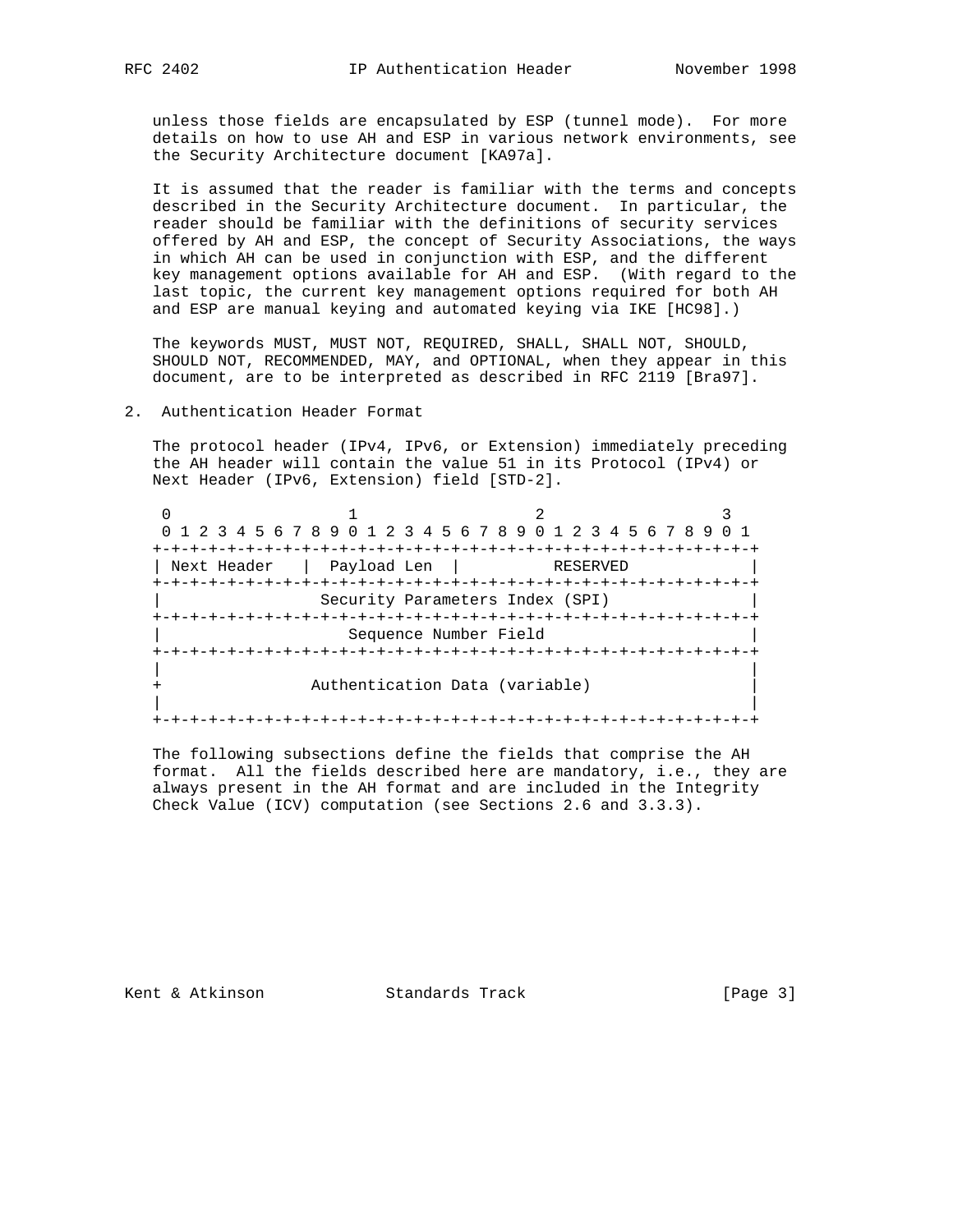unless those fields are encapsulated by ESP (tunnel mode). For more details on how to use AH and ESP in various network environments, see the Security Architecture document [KA97a].

It is assumed that the reader is familiar with the terms and concepts described in the Security Architecture document. In particular, the reader should be familiar with the definitions of security services offered by AH and ESP, the concept of Security Associations, the ways in which AH can be used in conjunction with ESP, and the different key management options available for AH and ESP. (With regard to the last topic, the current key management options required for both AH and ESP are manual keying and automated keying via IKE [HC98].)

The keywords MUST, MUST NOT, REQUIRED, SHALL, SHALL NOT, SHOULD, SHOULD NOT, RECOMMENDED, MAY, and OPTIONAL, when they appear in this document, are to be interpreted as described in RFC 2119 [Bra97].

## 2. Authentication Header Format

The protocol header (IPv4, IPv6, or Extension) immediately preceding the AH header will contain the value 51 in its Protocol (IPv4) or Next Header (IPv6, Extension) field [STD-2].

```
 0                   1                   2                   3
 0 1 2 3 4 5 6 7 8 9 0 1 2 3 4 5 6 7 8 9 0 1 2 3 4 5 6 7 8 9 0 1
+-+-+-+-+-+-+-+-+-+-+-+-+-+-+-+-+-+-+-+-+-+-+-+-+-+-+-+-+-+-+-+-+
| Next Header   |  Payload Len  |          RESERVED             |
+-+-+-+-+-+-+-+-+-+-+-+-+-+-+-+-+-+-+-+-+-+-+-+-+-+-+-+-+-+-+-+-+
|                 Security Parameters Index (SPI)               |
+-+-+-+-+-+-+-+-+-+-+-+-+-+-+-+-+-+-+-+-+-+-+-+-+-+-+-+-+-+-+-+-+
|                    Sequence Number Field                      |
+-+-+-+-+-+-+-+-+-+-+-+-+-+-+-+-+-+-+-+-+-+-+-+-+-+-+-+-+-+-+-+-+
|                                                               |
+                Authentication Data (variable)                 |
|                                                               |
+-+-+-+-+-+-+-+-+-+-+-+-+-+-+-+-+-+-+-+-+-+-+-+-+-+-+-+-+-+-+-+-+
```

The following subsections define the fields that comprise the AH format. All the fields described here are mandatory, i.e., they are always present in the AH format and are included in the Integrity Check Value (ICV) computation (see Sections 2.6 and 3.3.3).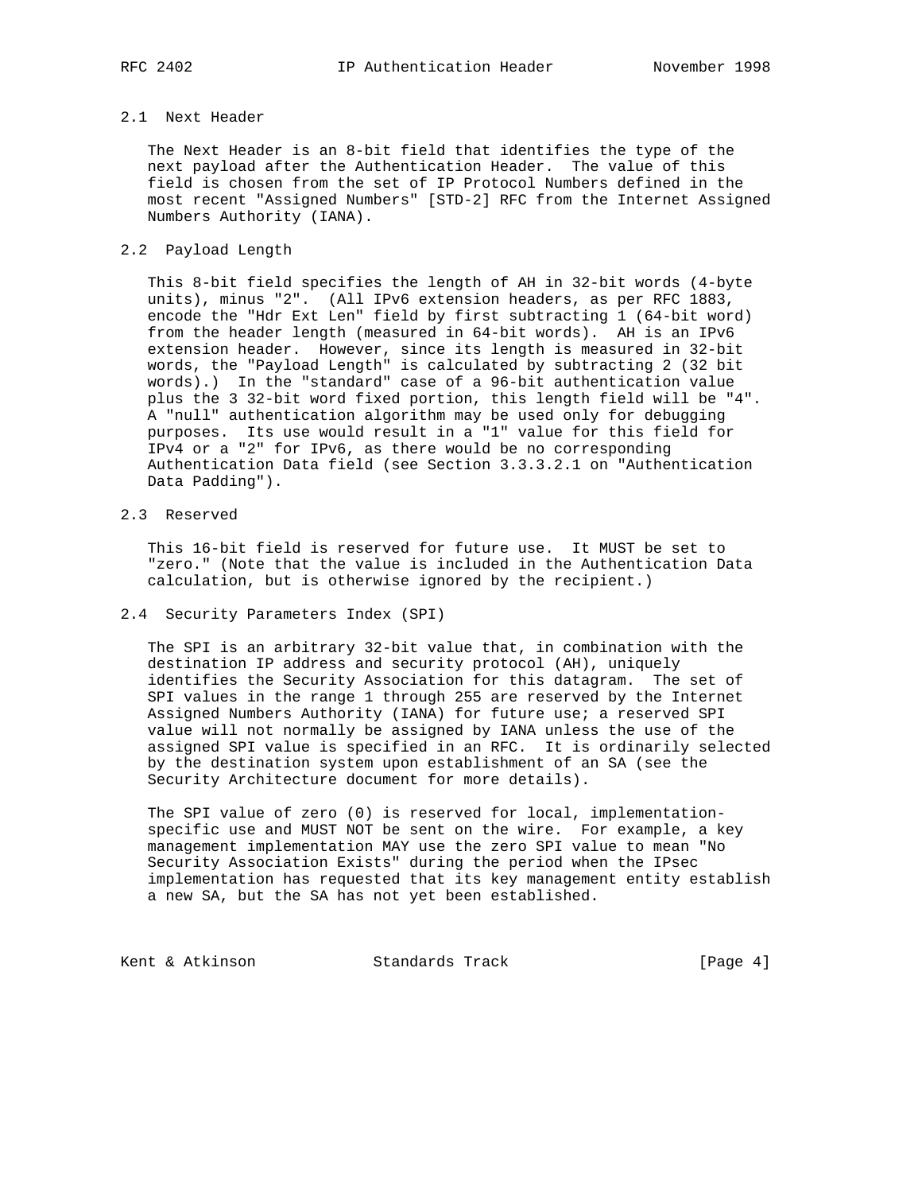### 2.1 Next Header

The Next Header is an 8-bit field that identifies the type of the next payload after the Authentication Header. The value of this field is chosen from the set of IP Protocol Numbers defined in the most recent "Assigned Numbers" [STD-2] RFC from the Internet Assigned Numbers Authority (IANA).

### 2.2 Payload Length

This 8-bit field specifies the length of AH in 32-bit words (4-byte units), minus "2". (All IPv6 extension headers, as per RFC 1883, encode the "Hdr Ext Len" field by first subtracting 1 (64-bit word) from the header length (measured in 64-bit words). AH is an IPv6 extension header. However, since its length is measured in 32-bit words, the "Payload Length" is calculated by subtracting 2 (32 bit words).) In the "standard" case of a 96-bit authentication value plus the 3 32-bit word fixed portion, this length field will be "4". A "null" authentication algorithm may be used only for debugging purposes. Its use would result in a "1" value for this field for IPv4 or a "2" for IPv6, as there would be no corresponding Authentication Data field (see Section 3.3.3.2.1 on "Authentication Data Padding").

### 2.3 Reserved

This 16-bit field is reserved for future use. It MUST be set to "zero." (Note that the value is included in the Authentication Data calculation, but is otherwise ignored by the recipient.)

### 2.4 Security Parameters Index (SPI)

The SPI is an arbitrary 32-bit value that, in combination with the destination IP address and security protocol (AH), uniquely identifies the Security Association for this datagram. The set of SPI values in the range 1 through 255 are reserved by the Internet Assigned Numbers Authority (IANA) for future use; a reserved SPI value will not normally be assigned by IANA unless the use of the assigned SPI value is specified in an RFC. It is ordinarily selected by the destination system upon establishment of an SA (see the Security Architecture document for more details).

The SPI value of zero (0) is reserved for local, implementation-specific use and MUST NOT be sent on the wire. For example, a key management implementation MAY use the zero SPI value to mean "No Security Association Exists" during the period when the IPsec implementation has requested that its key management entity establish a new SA, but the SA has not yet been established.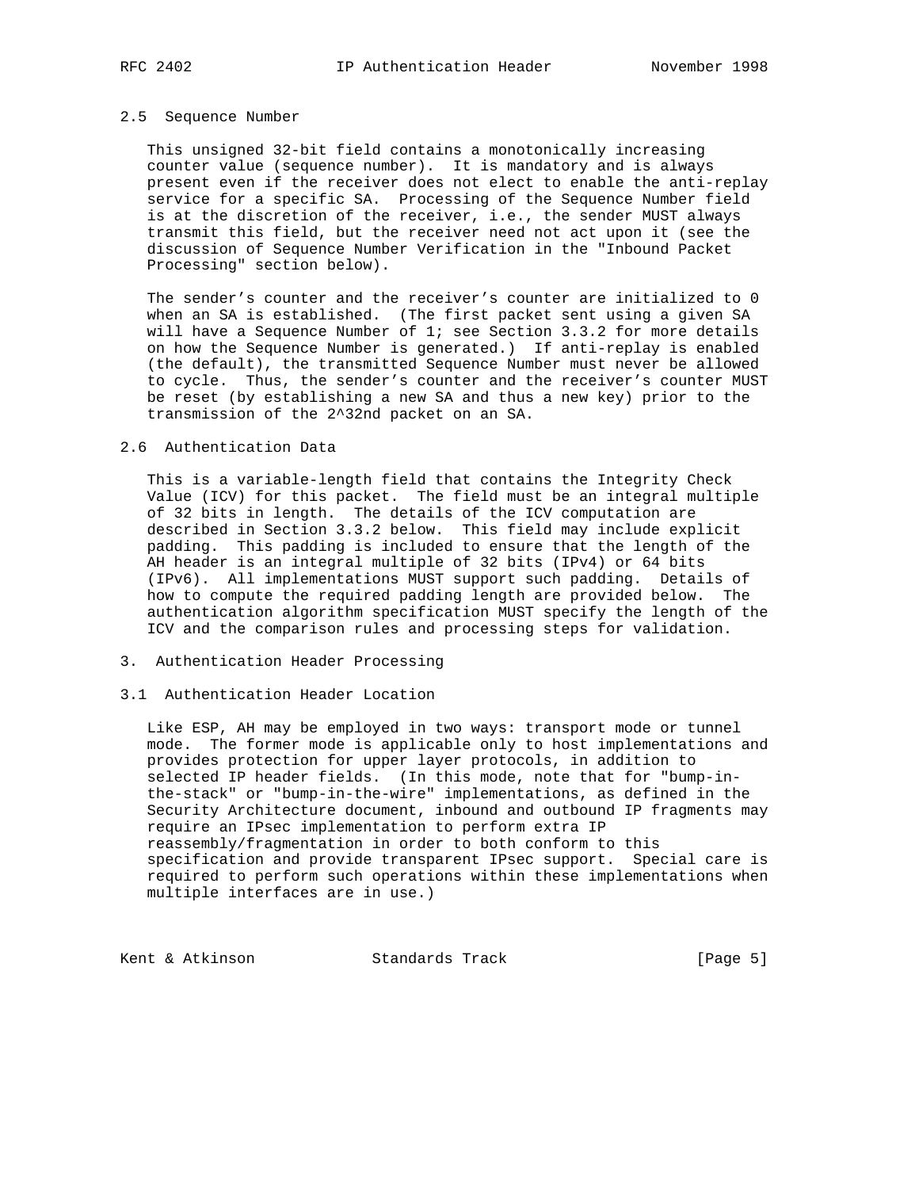### 2.5 Sequence Number

This unsigned 32-bit field contains a monotonically increasing counter value (sequence number). It is mandatory and is always present even if the receiver does not elect to enable the anti-replay service for a specific SA. Processing of the Sequence Number field is at the discretion of the receiver, i.e., the sender MUST always transmit this field, but the receiver need not act upon it (see the discussion of Sequence Number Verification in the "Inbound Packet Processing" section below).

The sender's counter and the receiver's counter are initialized to 0 when an SA is established. (The first packet sent using a given SA will have a Sequence Number of 1; see Section 3.3.2 for more details on how the Sequence Number is generated.) If anti-replay is enabled (the default), the transmitted Sequence Number must never be allowed to cycle. Thus, the sender's counter and the receiver's counter MUST be reset (by establishing a new SA and thus a new key) prior to the transmission of the $2^{32}$nd packet on an SA.

### 2.6 Authentication Data

This is a variable-length field that contains the Integrity Check Value (ICV) for this packet. The field must be an integral multiple of 32 bits in length. The details of the ICV computation are described in Section 3.3.2 below. This field may include explicit padding. This padding is included to ensure that the length of the AH header is an integral multiple of 32 bits (IPv4) or 64 bits (IPv6). All implementations MUST support such padding. Details of how to compute the required padding length are provided below. The authentication algorithm specification MUST specify the length of the ICV and the comparison rules and processing steps for validation.

## 3. Authentication Header Processing

### 3.1 Authentication Header Location

Like ESP, AH may be employed in two ways: transport mode or tunnel mode. The former mode is applicable only to host implementations and provides protection for upper layer protocols, in addition to selected IP header fields. (In this mode, note that for "bump-in-the-stack" or "bump-in-the-wire" implementations, as defined in the Security Architecture document, inbound and outbound IP fragments may require an IPsec implementation to perform extra IP reassembly/fragmentation in order to both conform to this specification and provide transparent IPsec support. Special care is required to perform such operations within these implementations when multiple interfaces are in use.)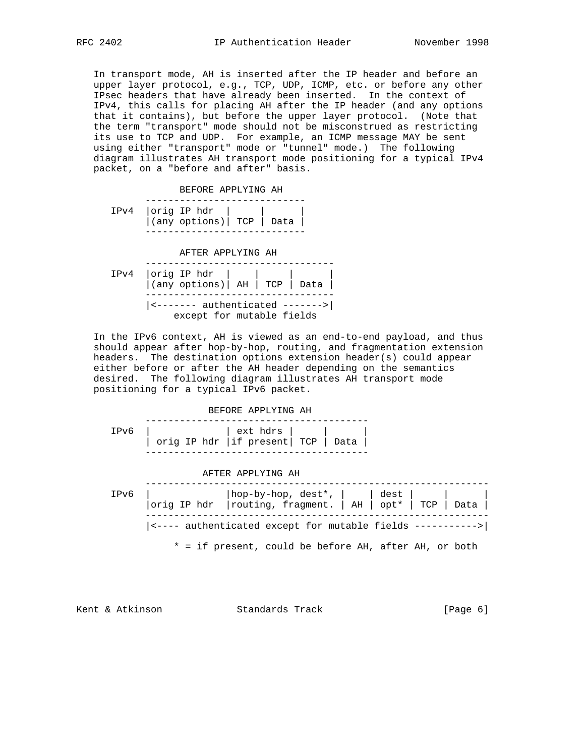In transport mode, AH is inserted after the IP header and before an upper layer protocol, e.g., TCP, UDP, ICMP, etc. or before any other IPsec headers that have already been inserted. In the context of IPv4, this calls for placing AH after the IP header (and any options that it contains), but before the upper layer protocol. (Note that the term "transport" mode should not be misconstrued as restricting its use to TCP and UDP. For example, an ICMP message MAY be sent using either "transport" mode or "tunnel" mode.) The following diagram illustrates AH transport mode positioning for a typical IPv4 packet, on a "before and after" basis.

```
                  BEFORE APPLYING AH
            ----------------------------
      IPv4  |orig IP hdr  |     |      |
            |(any options)| TCP | Data |
            ----------------------------

                  AFTER APPLYING AH
            ---------------------------------
      IPv4  |orig IP hdr  |    |     |      |
            |(any options)| AH | TCP | Data |
            ---------------------------------
            |<------- authenticated ------->|
                 except for mutable fields
```

In the IPv6 context, AH is viewed as an end-to-end payload, and thus should appear after hop-by-hop, routing, and fragmentation extension headers. The destination options extension header(s) could appear either before or after the AH header depending on the semantics desired. The following diagram illustrates AH transport mode positioning for a typical IPv6 packet.

```
                       BEFORE APPLYING AH
            ---------------------------------------
      IPv6  |             | ext hdrs |     |      |
            | orig IP hdr |if present| TCP | Data |
            ---------------------------------------

                      AFTER APPLYING AH
            ------------------------------------------------------------
      IPv6  |             |hop-by-hop, dest*, |    | dest |     |      |
            |orig IP hdr  |routing, fragment. | AH | opt* | TCP | Data |
            ------------------------------------------------------------
            |<---- authenticated except for mutable fields ----------->|

                 * = if present, could be before AH, after AH, or both
```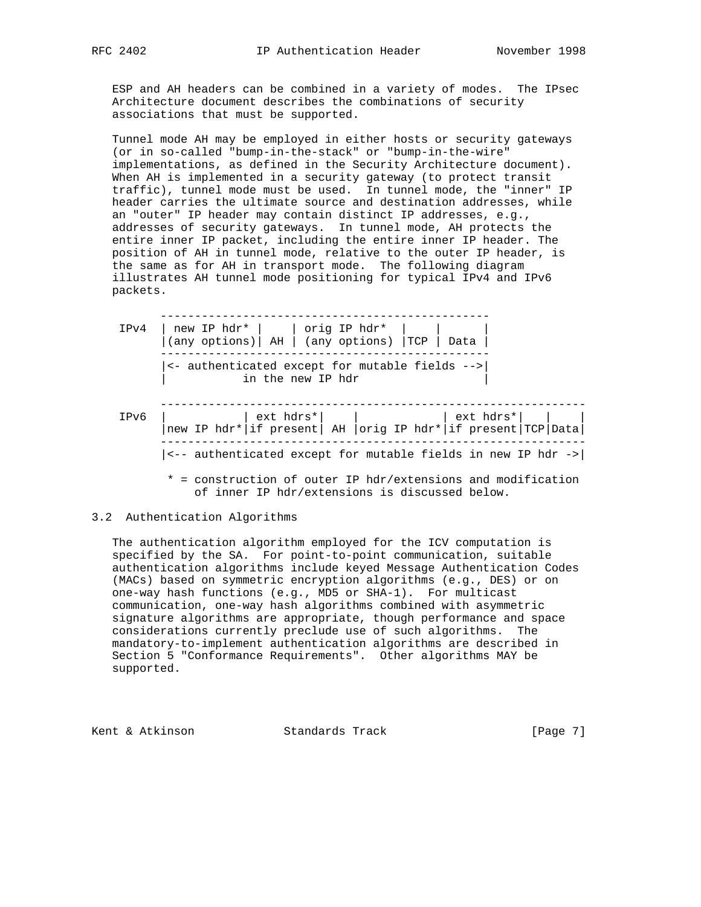ESP and AH headers can be combined in a variety of modes. The IPsec Architecture document describes the combinations of security associations that must be supported.

Tunnel mode AH may be employed in either hosts or security gateways (or in so-called "bump-in-the-stack" or "bump-in-the-wire" implementations, as defined in the Security Architecture document). When AH is implemented in a security gateway (to protect transit traffic), tunnel mode must be used. In tunnel mode, the "inner" IP header carries the ultimate source and destination addresses, while an "outer" IP header may contain distinct IP addresses, e.g., addresses of security gateways. In tunnel mode, AH protects the entire inner IP packet, including the entire inner IP header. The position of AH in tunnel mode, relative to the outer IP header, is the same as for AH in transport mode. The following diagram illustrates AH tunnel mode positioning for typical IPv4 and IPv6 packets.

```
            ------------------------------------------------
      IPv4  | new IP hdr* |    | orig IP hdr*  |    |      |
            |(any options)| AH | (any options) |TCP | Data |
            ------------------------------------------------
            |<- authenticated except for mutable fields -->|
            |           in the new IP hdr                  |

            --------------------------------------------------------------
      IPv6  |           | ext hdrs*|    |            | ext hdrs*|   |    |
            |new IP hdr*|if present| AH |orig IP hdr*|if present|TCP|Data|
            --------------------------------------------------------------
            |<-- authenticated except for mutable fields in new IP hdr ->|

             * = construction of outer IP hdr/extensions and modification
                 of inner IP hdr/extensions is discussed below.
```

### 3.2 Authentication Algorithms

The authentication algorithm employed for the ICV computation is specified by the SA. For point-to-point communication, suitable authentication algorithms include keyed Message Authentication Codes (MACs) based on symmetric encryption algorithms (e.g., DES) or on one-way hash functions (e.g., MD5 or SHA-1). For multicast communication, one-way hash algorithms combined with asymmetric signature algorithms are appropriate, though performance and space considerations currently preclude use of such algorithms. The mandatory-to-implement authentication algorithms are described in Section 5 "Conformance Requirements". Other algorithms MAY be supported.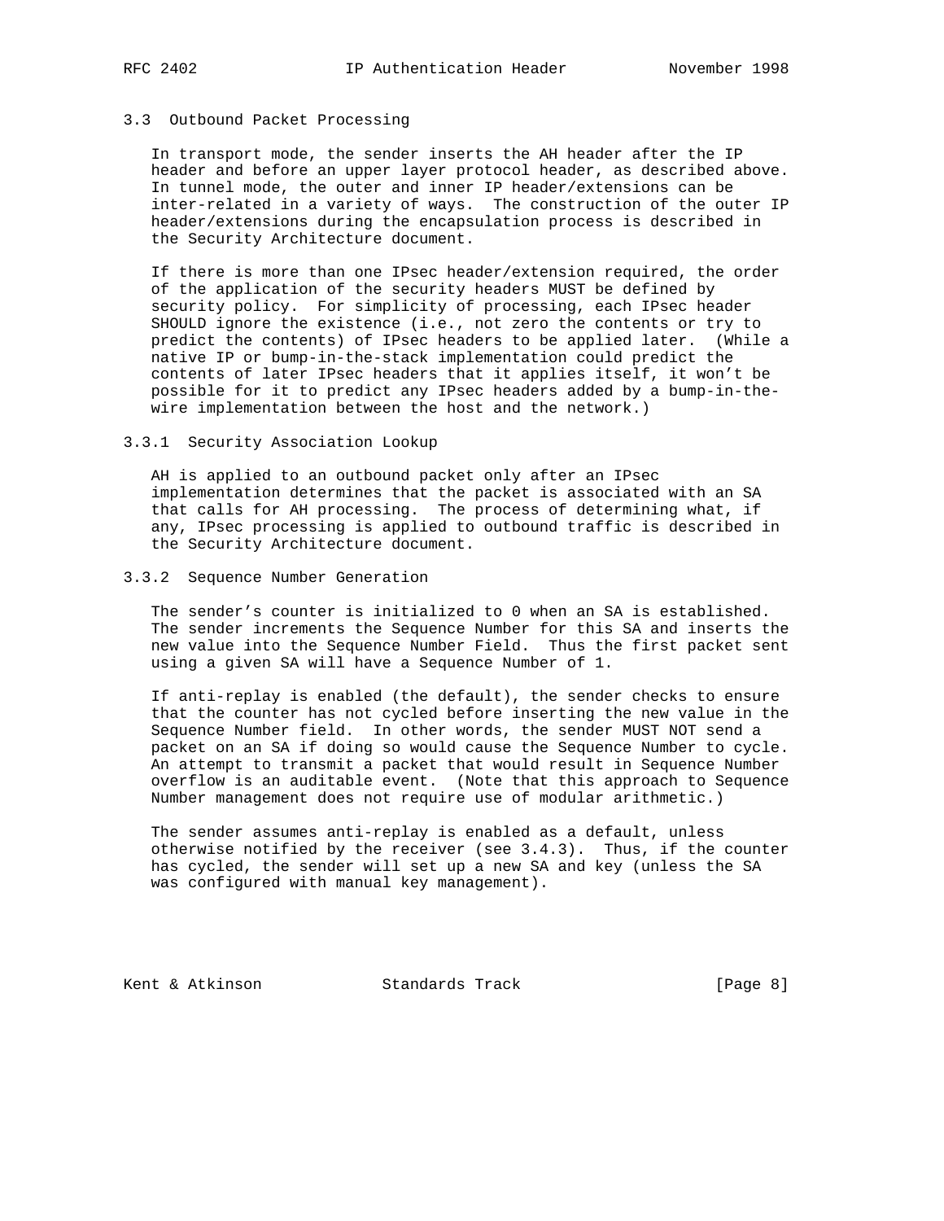### 3.3 Outbound Packet Processing

In transport mode, the sender inserts the AH header after the IP header and before an upper layer protocol header, as described above. In tunnel mode, the outer and inner IP header/extensions can be inter-related in a variety of ways. The construction of the outer IP header/extensions during the encapsulation process is described in the Security Architecture document.

If there is more than one IPsec header/extension required, the order of the application of the security headers MUST be defined by security policy. For simplicity of processing, each IPsec header SHOULD ignore the existence (i.e., not zero the contents or try to predict the contents) of IPsec headers to be applied later. (While a native IP or bump-in-the-stack implementation could predict the contents of later IPsec headers that it applies itself, it won't be possible for it to predict any IPsec headers added by a bump-in-the-wire implementation between the host and the network.)

#### 3.3.1 Security Association Lookup

AH is applied to an outbound packet only after an IPsec implementation determines that the packet is associated with an SA that calls for AH processing. The process of determining what, if any, IPsec processing is applied to outbound traffic is described in the Security Architecture document.

#### 3.3.2 Sequence Number Generation

The sender's counter is initialized to 0 when an SA is established. The sender increments the Sequence Number for this SA and inserts the new value into the Sequence Number Field. Thus the first packet sent using a given SA will have a Sequence Number of 1.

If anti-replay is enabled (the default), the sender checks to ensure that the counter has not cycled before inserting the new value in the Sequence Number field. In other words, the sender MUST NOT send a packet on an SA if doing so would cause the Sequence Number to cycle. An attempt to transmit a packet that would result in Sequence Number overflow is an auditable event. (Note that this approach to Sequence Number management does not require use of modular arithmetic.)

The sender assumes anti-replay is enabled as a default, unless otherwise notified by the receiver (see 3.4.3). Thus, if the counter has cycled, the sender will set up a new SA and key (unless the SA was configured with manual key management).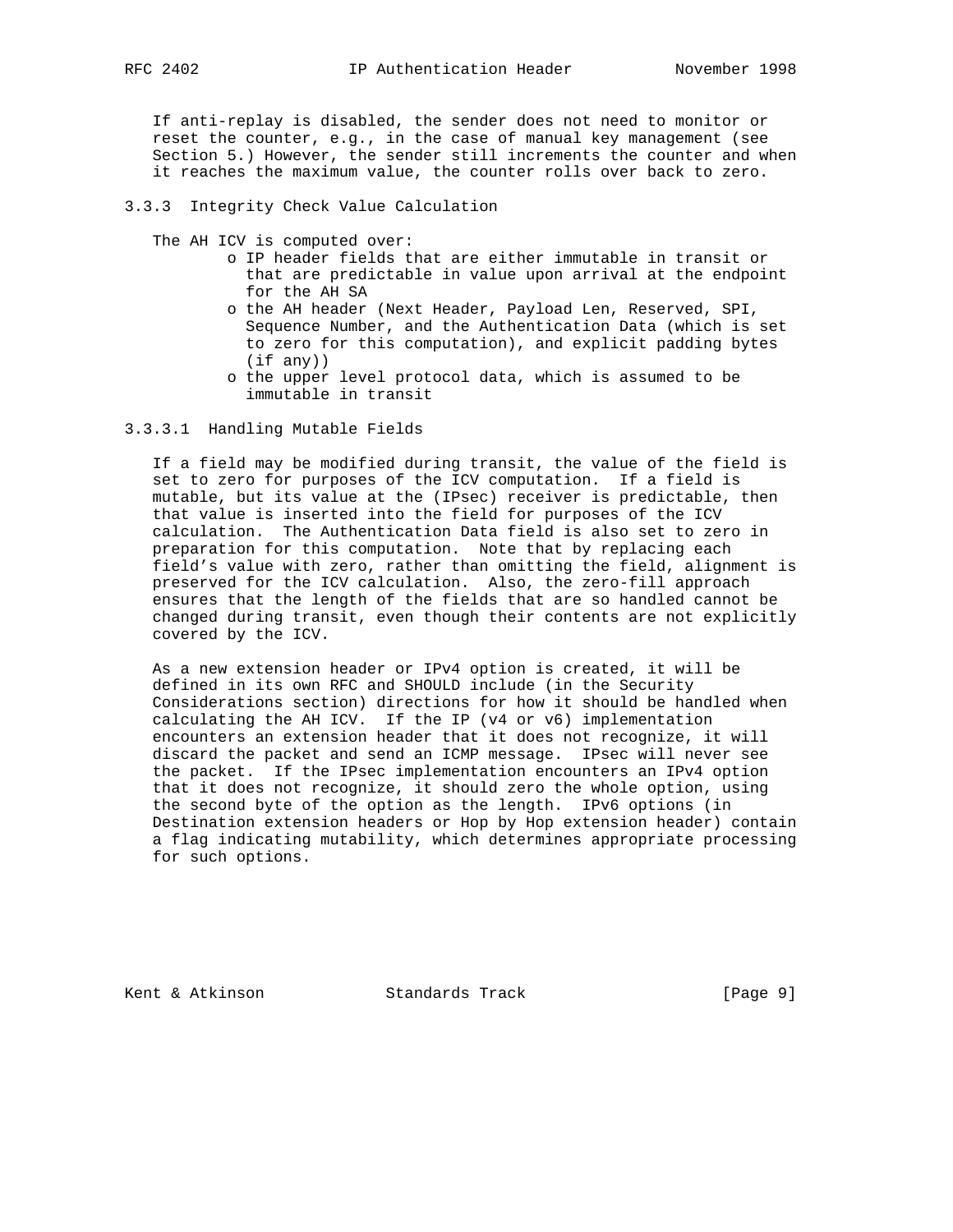If anti-replay is disabled, the sender does not need to monitor or reset the counter, e.g., in the case of manual key management (see Section 5.) However, the sender still increments the counter and when it reaches the maximum value, the counter rolls over back to zero.

### 3.3.3 Integrity Check Value Calculation

The AH ICV is computed over:

- IP header fields that are either immutable in transit or that are predictable in value upon arrival at the endpoint for the AH SA
- the AH header (Next Header, Payload Len, Reserved, SPI, Sequence Number, and the Authentication Data (which is set to zero for this computation), and explicit padding bytes (if any))
- the upper level protocol data, which is assumed to be immutable in transit

#### 3.3.3.1 Handling Mutable Fields

If a field may be modified during transit, the value of the field is set to zero for purposes of the ICV computation. If a field is mutable, but its value at the (IPsec) receiver is predictable, then that value is inserted into the field for purposes of the ICV calculation. The Authentication Data field is also set to zero in preparation for this computation. Note that by replacing each field's value with zero, rather than omitting the field, alignment is preserved for the ICV calculation. Also, the zero-fill approach ensures that the length of the fields that are so handled cannot be changed during transit, even though their contents are not explicitly covered by the ICV.

As a new extension header or IPv4 option is created, it will be defined in its own RFC and SHOULD include (in the Security Considerations section) directions for how it should be handled when calculating the AH ICV. If the IP (v4 or v6) implementation encounters an extension header that it does not recognize, it will discard the packet and send an ICMP message. IPsec will never see the packet. If the IPsec implementation encounters an IPv4 option that it does not recognize, it should zero the whole option, using the second byte of the option as the length. IPv6 options (in Destination extension headers or Hop by Hop extension header) contain a flag indicating mutability, which determines appropriate processing for such options.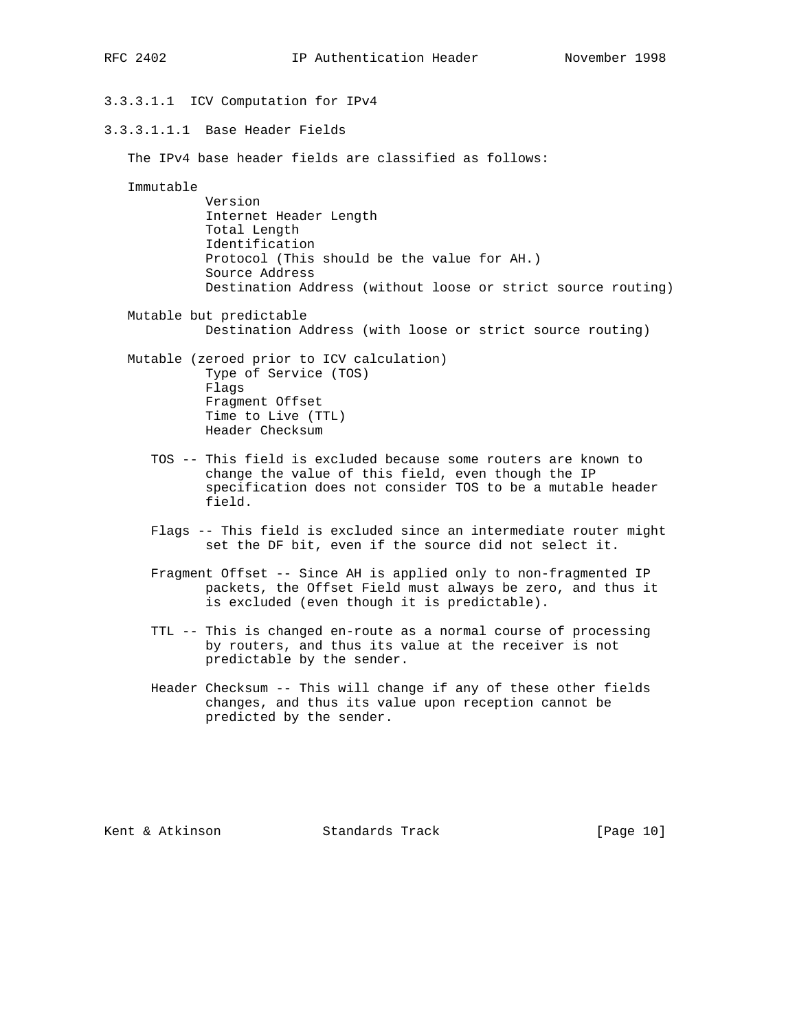#### 3.3.3.1.1 ICV Computation for IPv4

##### 3.3.3.1.1.1 Base Header Fields

The IPv4 base header fields are classified as follows:

Immutable

- Version
- Internet Header Length
- Total Length
- Identification
- Protocol (This should be the value for AH.)
- Source Address
- Destination Address (without loose or strict source routing)

Mutable but predictable

- Destination Address (with loose or strict source routing)

Mutable (zeroed prior to ICV calculation)

- Type of Service (TOS)
- Flags
- Fragment Offset
- Time to Live (TTL)
- Header Checksum

TOS -- This field is excluded because some routers are known to change the value of this field, even though the IP specification does not consider TOS to be a mutable header field.

Flags -- This field is excluded since an intermediate router might set the DF bit, even if the source did not select it.

Fragment Offset -- Since AH is applied only to non-fragmented IP packets, the Offset Field must always be zero, and thus it is excluded (even though it is predictable).

TTL -- This is changed en-route as a normal course of processing by routers, and thus its value at the receiver is not predictable by the sender.

Header Checksum -- This will change if any of these other fields changes, and thus its value upon reception cannot be predicted by the sender.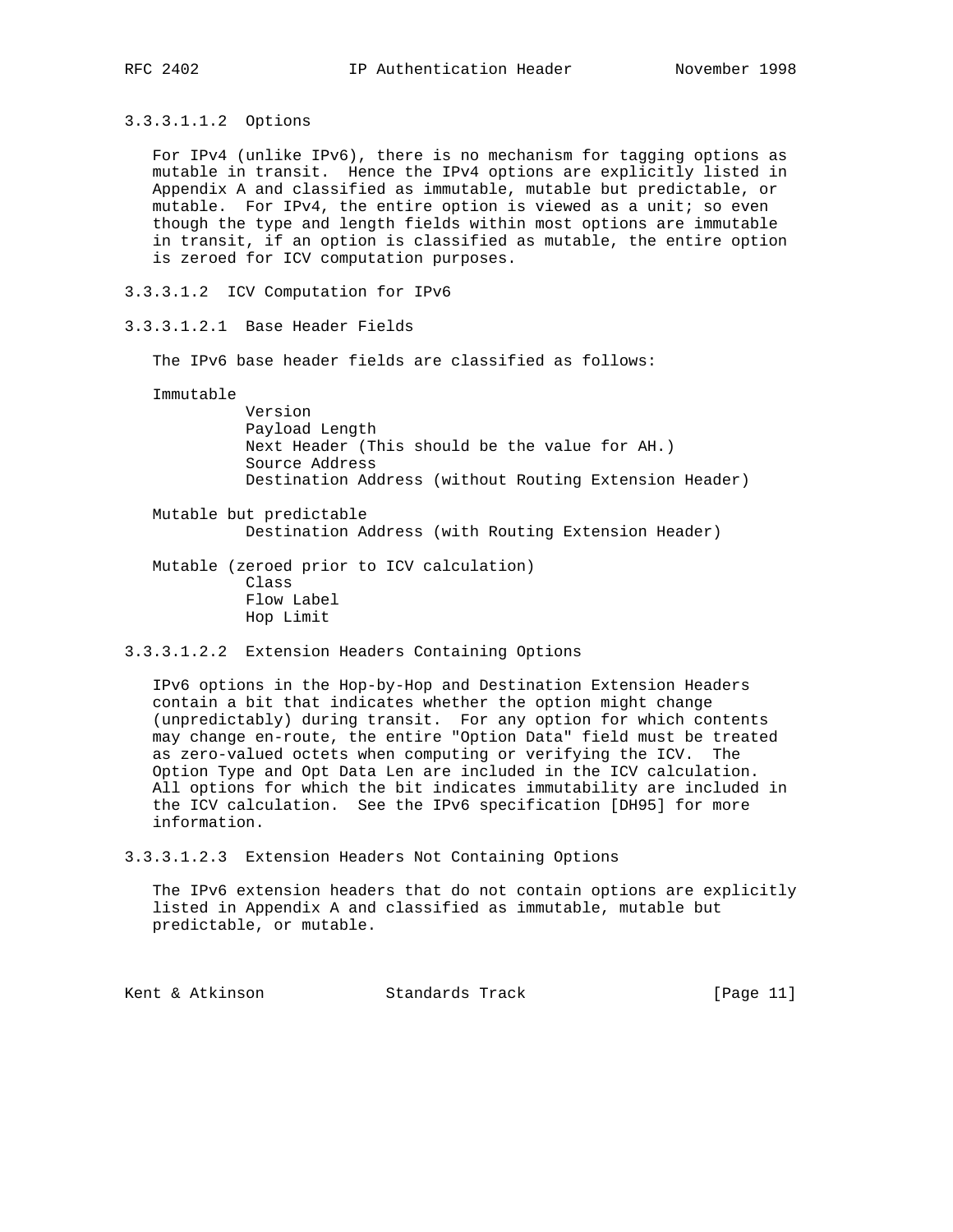#### 3.3.3.1.1.2 Options

For IPv4 (unlike IPv6), there is no mechanism for tagging options as mutable in transit. Hence the IPv4 options are explicitly listed in Appendix A and classified as immutable, mutable but predictable, or mutable. For IPv4, the entire option is viewed as a unit; so even though the type and length fields within most options are immutable in transit, if an option is classified as mutable, the entire option is zeroed for ICV computation purposes.

#### 3.3.3.1.2 ICV Computation for IPv6

#### 3.3.3.1.2.1 Base Header Fields

The IPv6 base header fields are classified as follows:

Immutable
- Version
- Payload Length
- Next Header (This should be the value for AH.)
- Source Address
- Destination Address (without Routing Extension Header)

Mutable but predictable
- Destination Address (with Routing Extension Header)

Mutable (zeroed prior to ICV calculation)
- Class
- Flow Label
- Hop Limit

#### 3.3.3.1.2.2 Extension Headers Containing Options

IPv6 options in the Hop-by-Hop and Destination Extension Headers contain a bit that indicates whether the option might change (unpredictably) during transit. For any option for which contents may change en-route, the entire "Option Data" field must be treated as zero-valued octets when computing or verifying the ICV. The Option Type and Opt Data Len are included in the ICV calculation. All options for which the bit indicates immutability are included in the ICV calculation. See the IPv6 specification [DH95] for more information.

#### 3.3.3.1.2.3 Extension Headers Not Containing Options

The IPv6 extension headers that do not contain options are explicitly listed in Appendix A and classified as immutable, mutable but predictable, or mutable.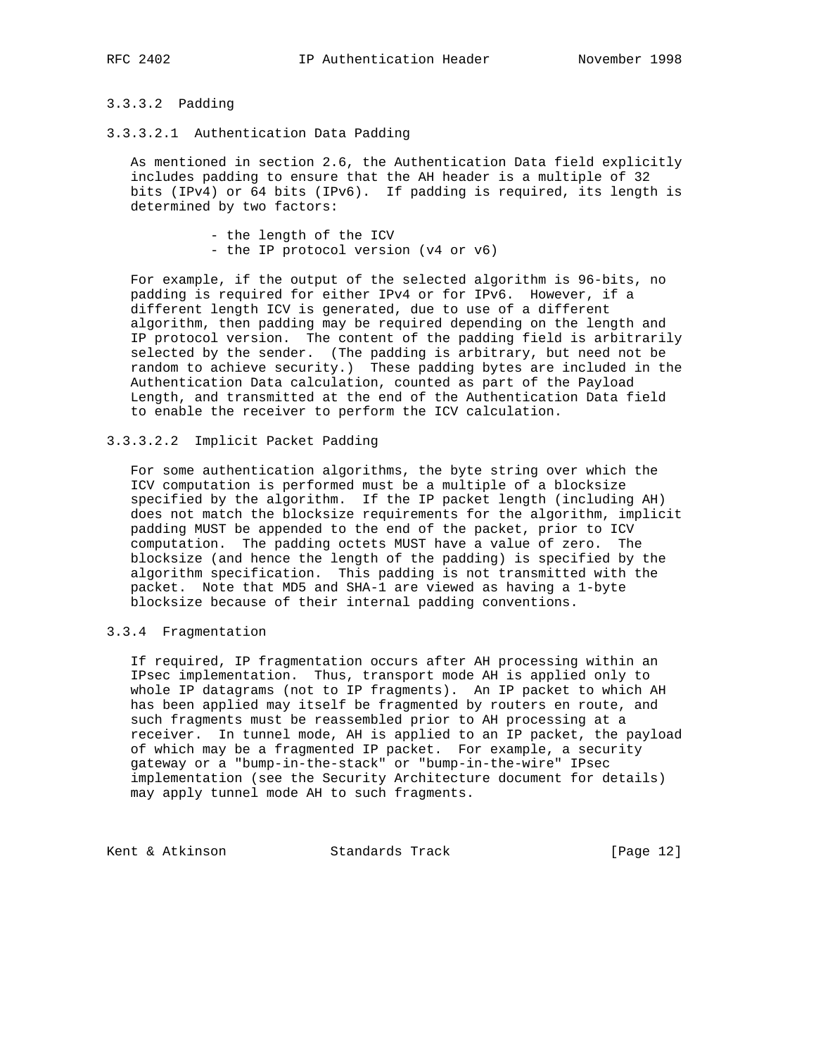#### 3.3.3.2 Padding

##### 3.3.3.2.1 Authentication Data Padding

As mentioned in section 2.6, the Authentication Data field explicitly includes padding to ensure that the AH header is a multiple of 32 bits (IPv4) or 64 bits (IPv6). If padding is required, its length is determined by two factors:

- the length of the ICV
- the IP protocol version (v4 or v6)

For example, if the output of the selected algorithm is 96-bits, no padding is required for either IPv4 or for IPv6. However, if a different length ICV is generated, due to use of a different algorithm, then padding may be required depending on the length and IP protocol version. The content of the padding field is arbitrarily selected by the sender. (The padding is arbitrary, but need not be random to achieve security.) These padding bytes are included in the Authentication Data calculation, counted as part of the Payload Length, and transmitted at the end of the Authentication Data field to enable the receiver to perform the ICV calculation.

##### 3.3.3.2.2 Implicit Packet Padding

For some authentication algorithms, the byte string over which the ICV computation is performed must be a multiple of a blocksize specified by the algorithm. If the IP packet length (including AH) does not match the blocksize requirements for the algorithm, implicit padding MUST be appended to the end of the packet, prior to ICV computation. The padding octets MUST have a value of zero. The blocksize (and hence the length of the padding) is specified by the algorithm specification. This padding is not transmitted with the packet. Note that MD5 and SHA-1 are viewed as having a 1-byte blocksize because of their internal padding conventions.

### 3.3.4 Fragmentation

If required, IP fragmentation occurs after AH processing within an IPsec implementation. Thus, transport mode AH is applied only to whole IP datagrams (not to IP fragments). An IP packet to which AH has been applied may itself be fragmented by routers en route, and such fragments must be reassembled prior to AH processing at a receiver. In tunnel mode, AH is applied to an IP packet, the payload of which may be a fragmented IP packet. For example, a security gateway or a "bump-in-the-stack" or "bump-in-the-wire" IPsec implementation (see the Security Architecture document for details) may apply tunnel mode AH to such fragments.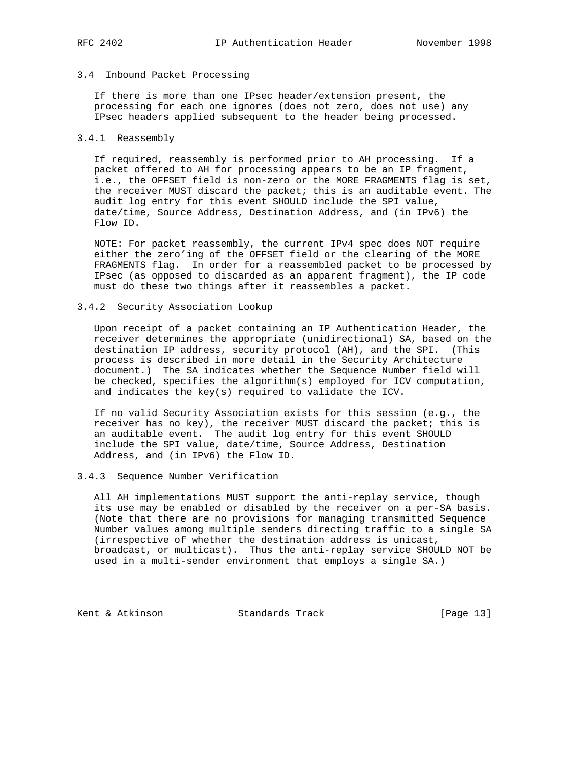### 3.4 Inbound Packet Processing

If there is more than one IPsec header/extension present, the processing for each one ignores (does not zero, does not use) any IPsec headers applied subsequent to the header being processed.

#### 3.4.1 Reassembly

If required, reassembly is performed prior to AH processing. If a packet offered to AH for processing appears to be an IP fragment, i.e., the OFFSET field is non-zero or the MORE FRAGMENTS flag is set, the receiver MUST discard the packet; this is an auditable event. The audit log entry for this event SHOULD include the SPI value, date/time, Source Address, Destination Address, and (in IPv6) the Flow ID.

NOTE: For packet reassembly, the current IPv4 spec does NOT require either the zero'ing of the OFFSET field or the clearing of the MORE FRAGMENTS flag. In order for a reassembled packet to be processed by IPsec (as opposed to discarded as an apparent fragment), the IP code must do these two things after it reassembles a packet.

#### 3.4.2 Security Association Lookup

Upon receipt of a packet containing an IP Authentication Header, the receiver determines the appropriate (unidirectional) SA, based on the destination IP address, security protocol (AH), and the SPI. (This process is described in more detail in the Security Architecture document.) The SA indicates whether the Sequence Number field will be checked, specifies the algorithm(s) employed for ICV computation, and indicates the key(s) required to validate the ICV.

If no valid Security Association exists for this session (e.g., the receiver has no key), the receiver MUST discard the packet; this is an auditable event. The audit log entry for this event SHOULD include the SPI value, date/time, Source Address, Destination Address, and (in IPv6) the Flow ID.

#### 3.4.3 Sequence Number Verification

All AH implementations MUST support the anti-replay service, though its use may be enabled or disabled by the receiver on a per-SA basis. (Note that there are no provisions for managing transmitted Sequence Number values among multiple senders directing traffic to a single SA (irrespective of whether the destination address is unicast, broadcast, or multicast). Thus the anti-replay service SHOULD NOT be used in a multi-sender environment that employs a single SA.)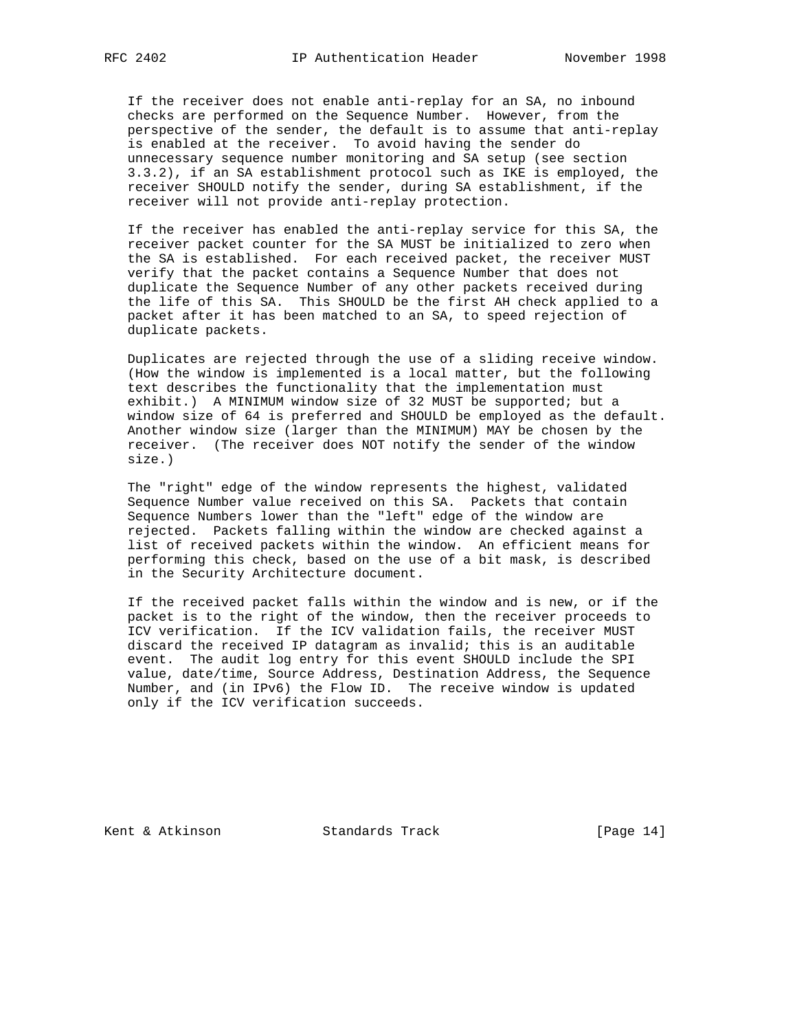If the receiver does not enable anti-replay for an SA, no inbound checks are performed on the Sequence Number. However, from the perspective of the sender, the default is to assume that anti-replay is enabled at the receiver. To avoid having the sender do unnecessary sequence number monitoring and SA setup (see section 3.3.2), if an SA establishment protocol such as IKE is employed, the receiver SHOULD notify the sender, during SA establishment, if the receiver will not provide anti-replay protection.

If the receiver has enabled the anti-replay service for this SA, the receiver packet counter for the SA MUST be initialized to zero when the SA is established. For each received packet, the receiver MUST verify that the packet contains a Sequence Number that does not duplicate the Sequence Number of any other packets received during the life of this SA. This SHOULD be the first AH check applied to a packet after it has been matched to an SA, to speed rejection of duplicate packets.

Duplicates are rejected through the use of a sliding receive window. (How the window is implemented is a local matter, but the following text describes the functionality that the implementation must exhibit.) A MINIMUM window size of 32 MUST be supported; but a window size of 64 is preferred and SHOULD be employed as the default. Another window size (larger than the MINIMUM) MAY be chosen by the receiver. (The receiver does NOT notify the sender of the window size.)

The "right" edge of the window represents the highest, validated Sequence Number value received on this SA. Packets that contain Sequence Numbers lower than the "left" edge of the window are rejected. Packets falling within the window are checked against a list of received packets within the window. An efficient means for performing this check, based on the use of a bit mask, is described in the Security Architecture document.

If the received packet falls within the window and is new, or if the packet is to the right of the window, then the receiver proceeds to ICV verification. If the ICV validation fails, the receiver MUST discard the received IP datagram as invalid; this is an auditable event. The audit log entry for this event SHOULD include the SPI value, date/time, Source Address, Destination Address, the Sequence Number, and (in IPv6) the Flow ID. The receive window is updated only if the ICV verification succeeds.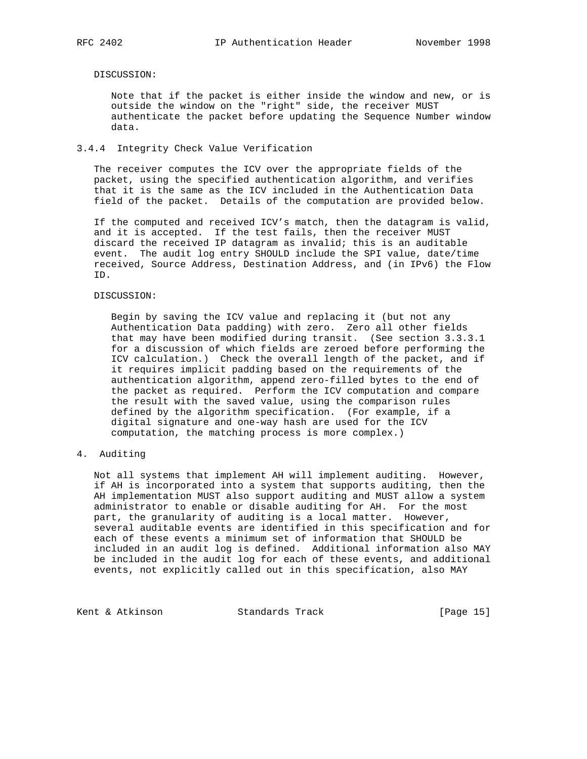DISCUSSION:

Note that if the packet is either inside the window and new, or is outside the window on the "right" side, the receiver MUST authenticate the packet before updating the Sequence Number window data.

### 3.4.4 Integrity Check Value Verification

The receiver computes the ICV over the appropriate fields of the packet, using the specified authentication algorithm, and verifies that it is the same as the ICV included in the Authentication Data field of the packet. Details of the computation are provided below.

If the computed and received ICV's match, then the datagram is valid, and it is accepted. If the test fails, then the receiver MUST discard the received IP datagram as invalid; this is an auditable event. The audit log entry SHOULD include the SPI value, date/time received, Source Address, Destination Address, and (in IPv6) the Flow ID.

DISCUSSION:

Begin by saving the ICV value and replacing it (but not any Authentication Data padding) with zero. Zero all other fields that may have been modified during transit. (See section 3.3.3.1 for a discussion of which fields are zeroed before performing the ICV calculation.) Check the overall length of the packet, and if it requires implicit padding based on the requirements of the authentication algorithm, append zero-filled bytes to the end of the packet as required. Perform the ICV computation and compare the result with the saved value, using the comparison rules defined by the algorithm specification. (For example, if a digital signature and one-way hash are used for the ICV computation, the matching process is more complex.)

## 4. Auditing

Not all systems that implement AH will implement auditing. However, if AH is incorporated into a system that supports auditing, then the AH implementation MUST also support auditing and MUST allow a system administrator to enable or disable auditing for AH. For the most part, the granularity of auditing is a local matter. However, several auditable events are identified in this specification and for each of these events a minimum set of information that SHOULD be included in an audit log is defined. Additional information also MAY be included in the audit log for each of these events, and additional events, not explicitly called out in this specification, also MAY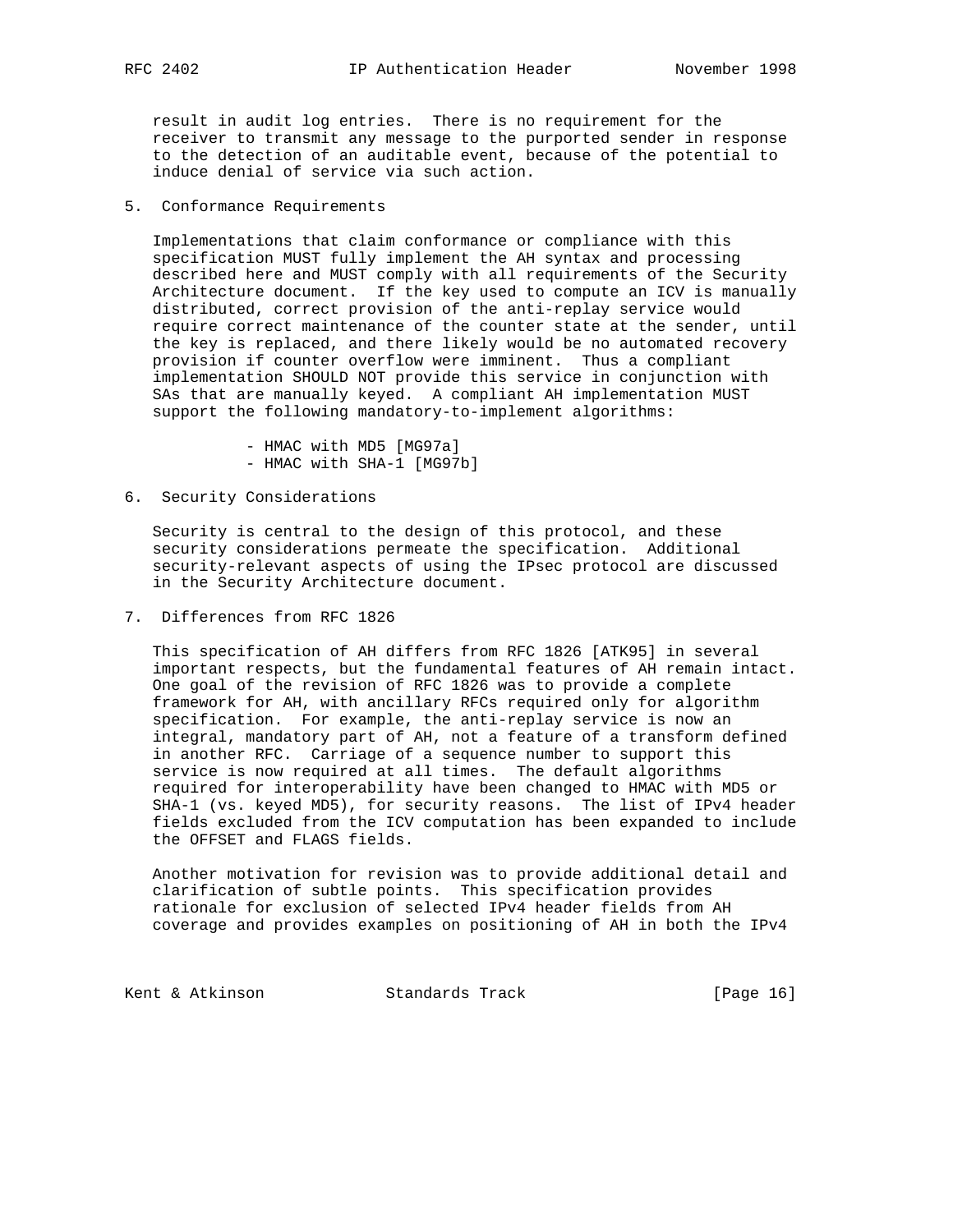result in audit log entries. There is no requirement for the receiver to transmit any message to the purported sender in response to the detection of an auditable event, because of the potential to induce denial of service via such action.

## 5. Conformance Requirements

Implementations that claim conformance or compliance with this specification MUST fully implement the AH syntax and processing described here and MUST comply with all requirements of the Security Architecture document. If the key used to compute an ICV is manually distributed, correct provision of the anti-replay service would require correct maintenance of the counter state at the sender, until the key is replaced, and there likely would be no automated recovery provision if counter overflow were imminent. Thus a compliant implementation SHOULD NOT provide this service in conjunction with SAs that are manually keyed. A compliant AH implementation MUST support the following mandatory-to-implement algorithms:

- HMAC with MD5 [MG97a]
- HMAC with SHA-1 [MG97b]

## 6. Security Considerations

Security is central to the design of this protocol, and these security considerations permeate the specification. Additional security-relevant aspects of using the IPsec protocol are discussed in the Security Architecture document.

## 7. Differences from RFC 1826

This specification of AH differs from RFC 1826 [ATK95] in several important respects, but the fundamental features of AH remain intact. One goal of the revision of RFC 1826 was to provide a complete framework for AH, with ancillary RFCs required only for algorithm specification. For example, the anti-replay service is now an integral, mandatory part of AH, not a feature of a transform defined in another RFC. Carriage of a sequence number to support this service is now required at all times. The default algorithms required for interoperability have been changed to HMAC with MD5 or SHA-1 (vs. keyed MD5), for security reasons. The list of IPv4 header fields excluded from the ICV computation has been expanded to include the OFFSET and FLAGS fields.

Another motivation for revision was to provide additional detail and clarification of subtle points. This specification provides rationale for exclusion of selected IPv4 header fields from AH coverage and provides examples on positioning of AH in both the IPv4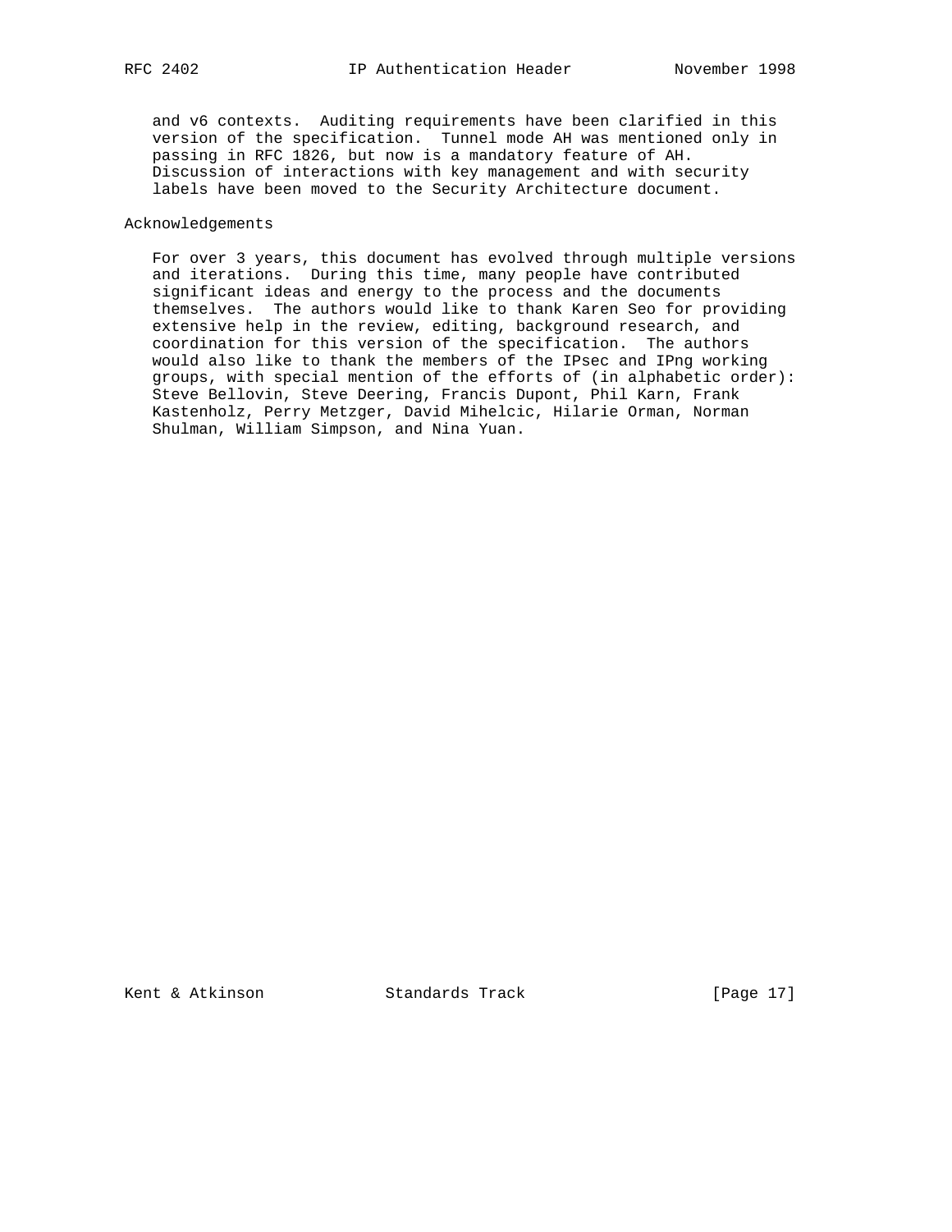and v6 contexts.  Auditing requirements have been clarified in this version of the specification.  Tunnel mode AH was mentioned only in passing in RFC 1826, but now is a mandatory feature of AH. Discussion of interactions with key management and with security labels have been moved to the Security Architecture document.

## Acknowledgements

For over 3 years, this document has evolved through multiple versions and iterations.  During this time, many people have contributed significant ideas and energy to the process and the documents themselves.  The authors would like to thank Karen Seo for providing extensive help in the review, editing, background research, and coordination for this version of the specification.  The authors would also like to thank the members of the IPsec and IPng working groups, with special mention of the efforts of (in alphabetic order): Steve Bellovin, Steve Deering, Francis Dupont, Phil Karn, Frank Kastenholz, Perry Metzger, David Mihelcic, Hilarie Orman, Norman Shulman, William Simpson, and Nina Yuan.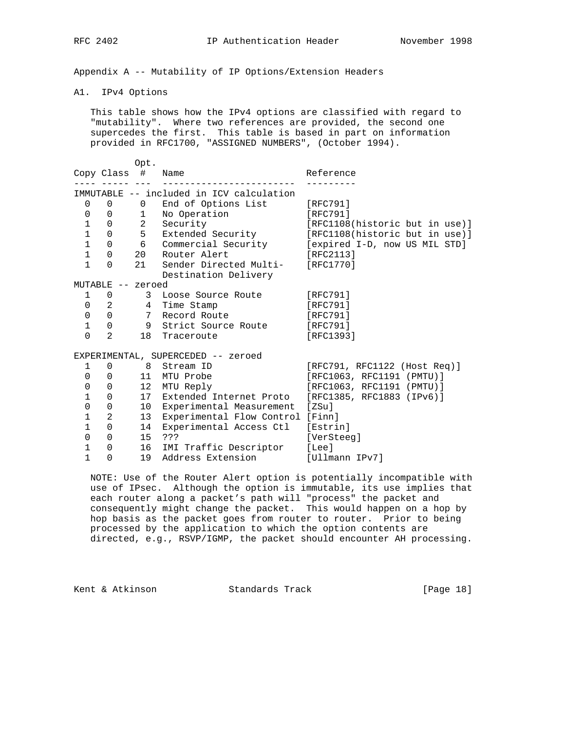## Appendix A -- Mutability of IP Options/Extension Headers

### A1. IPv4 Options

This table shows how the IPv4 options are classified with regard to "mutability". Where two references are provided, the second one supercedes the first. This table is based in part on information provided in RFC1700, "ASSIGNED NUMBERS", (October 1994).

| Copy | Class | Opt. # | Name | Reference |
|---|---|---|---|---|
| **IMMUTABLE -- included in ICV calculation** | | | | |
| 0 | 0 | 0 | End of Options List | [RFC791] |
| 0 | 0 | 1 | No Operation | [RFC791] |
| 1 | 0 | 2 | Security | [RFC1108(historic but in use)] |
| 1 | 0 | 5 | Extended Security | [RFC1108(historic but in use)] |
| 1 | 0 | 6 | Commercial Security | [expired I-D, now US MIL STD] |
| 1 | 0 | 20 | Router Alert | [RFC2113] |
| 1 | 0 | 21 | Sender Directed Multi-Destination Delivery | [RFC1770] |
| **MUTABLE -- zeroed** | | | | |
| 1 | 0 | 3 | Loose Source Route | [RFC791] |
| 0 | 2 | 4 | Time Stamp | [RFC791] |
| 0 | 0 | 7 | Record Route | [RFC791] |
| 1 | 0 | 9 | Strict Source Route | [RFC791] |
| 0 | 2 | 18 | Traceroute | [RFC1393] |
| **EXPERIMENTAL, SUPERCEDED -- zeroed** | | | | |
| 1 | 0 | 8 | Stream ID | [RFC791, RFC1122 (Host Req)] |
| 0 | 0 | 11 | MTU Probe | [RFC1063, RFC1191 (PMTU)] |
| 0 | 0 | 12 | MTU Reply | [RFC1063, RFC1191 (PMTU)] |
| 1 | 0 | 17 | Extended Internet Proto | [RFC1385, RFC1883 (IPv6)] |
| 0 | 0 | 10 | Experimental Measurement | [ZSu] |
| 1 | 2 | 13 | Experimental Flow Control | [Finn] |
| 1 | 0 | 14 | Experimental Access Ctl | [Estrin] |
| 0 | 0 | 15 | ??? | [VerSteeg] |
| 1 | 0 | 16 | IMI Traffic Descriptor | [Lee] |
| 1 | 0 | 19 | Address Extension | [Ullmann IPv7] |

NOTE: Use of the Router Alert option is potentially incompatible with use of IPsec. Although the option is immutable, its use implies that each router along a packet's path will "process" the packet and consequently might change the packet. This would happen on a hop by hop basis as the packet goes from router to router. Prior to being processed by the application to which the option contents are directed, e.g., RSVP/IGMP, the packet should encounter AH processing.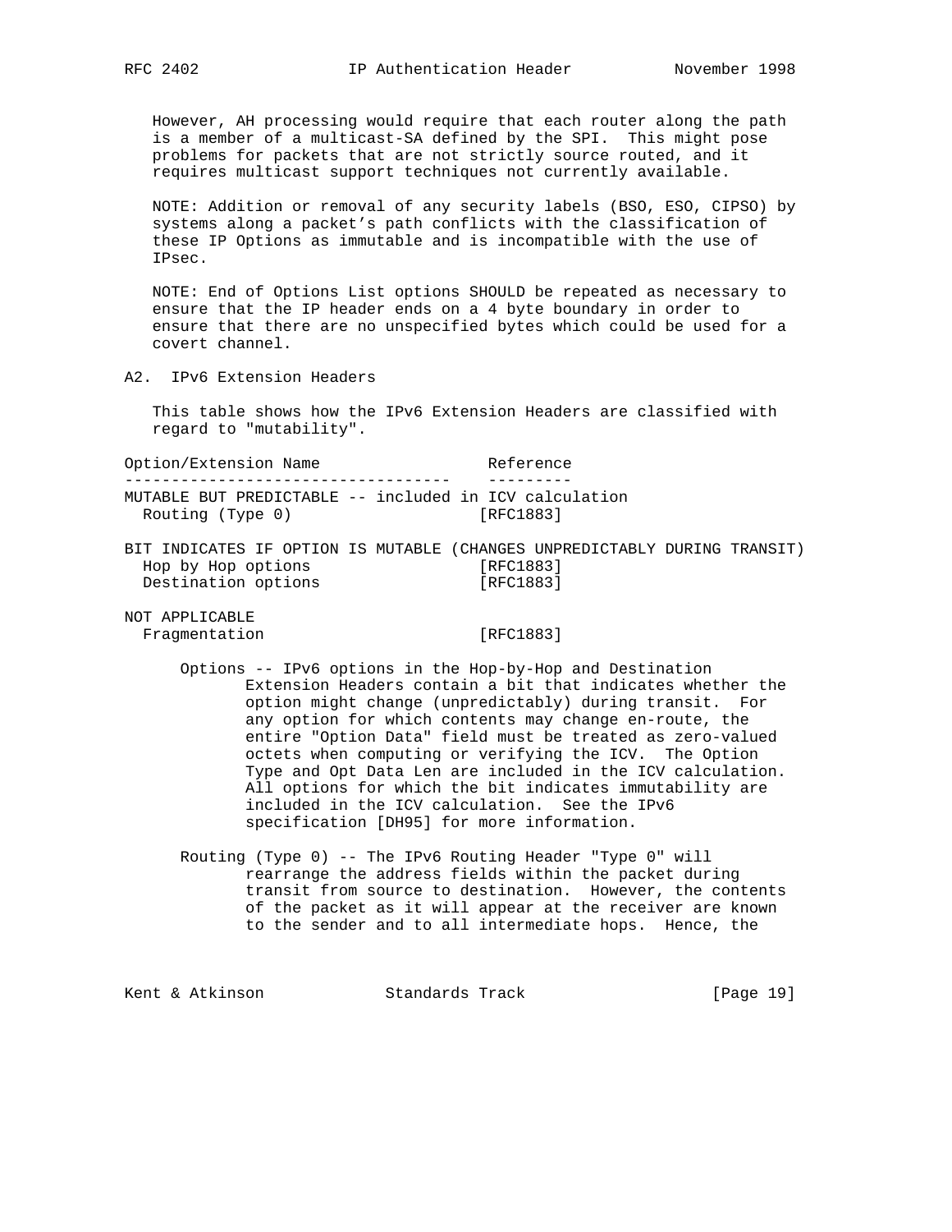However, AH processing would require that each router along the path is a member of a multicast-SA defined by the SPI. This might pose problems for packets that are not strictly source routed, and it requires multicast support techniques not currently available.

NOTE: Addition or removal of any security labels (BSO, ESO, CIPSO) by systems along a packet's path conflicts with the classification of these IP Options as immutable and is incompatible with the use of IPsec.

NOTE: End of Options List options SHOULD be repeated as necessary to ensure that the IP header ends on a 4 byte boundary in order to ensure that there are no unspecified bytes which could be used for a covert channel.

## A2. IPv6 Extension Headers

This table shows how the IPv6 Extension Headers are classified with regard to "mutability".

```
Option/Extension Name                  Reference
-----------------------------------    ---------
MUTABLE BUT PREDICTABLE -- included in ICV calculation
  Routing (Type 0)                     [RFC1883]

BIT INDICATES IF OPTION IS MUTABLE (CHANGES UNPREDICTABLY DURING TRANSIT)
  Hop by Hop options                   [RFC1883]
  Destination options                  [RFC1883]

NOT APPLICABLE
  Fragmentation                        [RFC1883]
```

Options -- IPv6 options in the Hop-by-Hop and Destination Extension Headers contain a bit that indicates whether the option might change (unpredictably) during transit. For any option for which contents may change en-route, the entire "Option Data" field must be treated as zero-valued octets when computing or verifying the ICV. The Option Type and Opt Data Len are included in the ICV calculation. All options for which the bit indicates immutability are included in the ICV calculation. See the IPv6 specification [DH95] for more information.

Routing (Type 0) -- The IPv6 Routing Header "Type 0" will rearrange the address fields within the packet during transit from source to destination. However, the contents of the packet as it will appear at the receiver are known to the sender and to all intermediate hops. Hence, the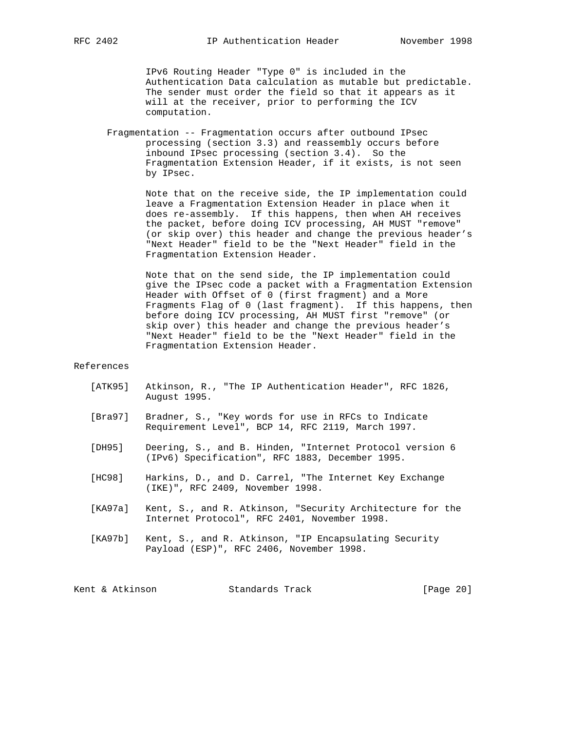IPv6 Routing Header "Type 0" is included in the Authentication Data calculation as mutable but predictable. The sender must order the field so that it appears as it will at the receiver, prior to performing the ICV computation.

Fragmentation -- Fragmentation occurs after outbound IPsec processing (section 3.3) and reassembly occurs before inbound IPsec processing (section 3.4). So the Fragmentation Extension Header, if it exists, is not seen by IPsec.

Note that on the receive side, the IP implementation could leave a Fragmentation Extension Header in place when it does re-assembly. If this happens, then when AH receives the packet, before doing ICV processing, AH MUST "remove" (or skip over) this header and change the previous header's "Next Header" field to be the "Next Header" field in the Fragmentation Extension Header.

Note that on the send side, the IP implementation could give the IPsec code a packet with a Fragmentation Extension Header with Offset of 0 (first fragment) and a More Fragments Flag of 0 (last fragment). If this happens, then before doing ICV processing, AH MUST first "remove" (or skip over) this header and change the previous header's "Next Header" field to be the "Next Header" field in the Fragmentation Extension Header.

## References

[ATK95] Atkinson, R., "The IP Authentication Header", RFC 1826, August 1995.

[Bra97] Bradner, S., "Key words for use in RFCs to Indicate Requirement Level", BCP 14, RFC 2119, March 1997.

[DH95] Deering, S., and B. Hinden, "Internet Protocol version 6 (IPv6) Specification", RFC 1883, December 1995.

[HC98] Harkins, D., and D. Carrel, "The Internet Key Exchange (IKE)", RFC 2409, November 1998.

[KA97a] Kent, S., and R. Atkinson, "Security Architecture for the Internet Protocol", RFC 2401, November 1998.

[KA97b] Kent, S., and R. Atkinson, "IP Encapsulating Security Payload (ESP)", RFC 2406, November 1998.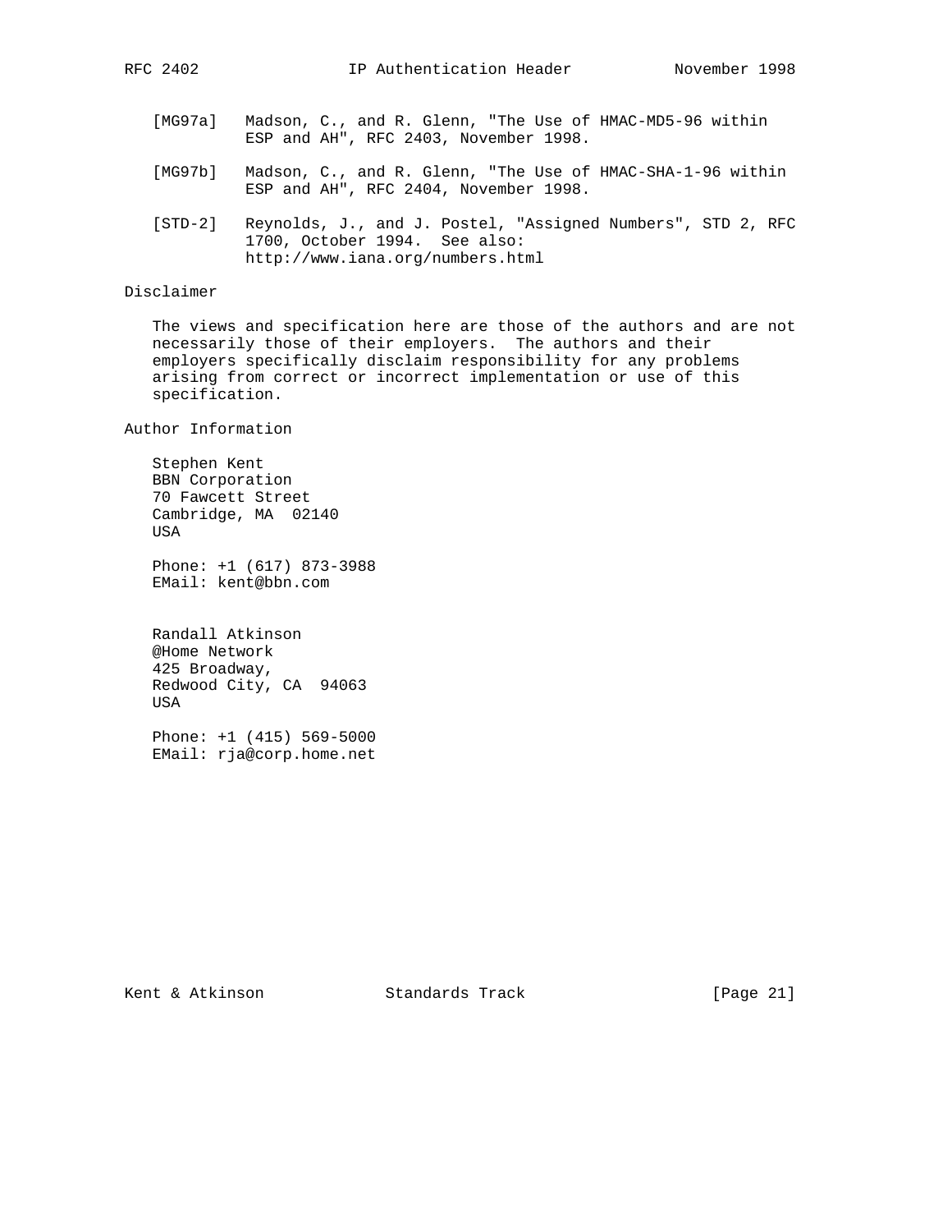[MG97a] Madson, C., and R. Glenn, "The Use of HMAC-MD5-96 within ESP and AH", RFC 2403, November 1998.

[MG97b] Madson, C., and R. Glenn, "The Use of HMAC-SHA-1-96 within ESP and AH", RFC 2404, November 1998.

[STD-2] Reynolds, J., and J. Postel, "Assigned Numbers", STD 2, RFC 1700, October 1994. See also: http://www.iana.org/numbers.html

## Disclaimer

The views and specification here are those of the authors and are not necessarily those of their employers. The authors and their employers specifically disclaim responsibility for any problems arising from correct or incorrect implementation or use of this specification.

## Author Information

Stephen Kent
BBN Corporation
70 Fawcett Street
Cambridge, MA 02140
USA

Phone: +1 (617) 873-3988
EMail: kent@bbn.com

Randall Atkinson
@Home Network
425 Broadway,
Redwood City, CA 94063
USA

Phone: +1 (415) 569-5000
EMail: rja@corp.home.net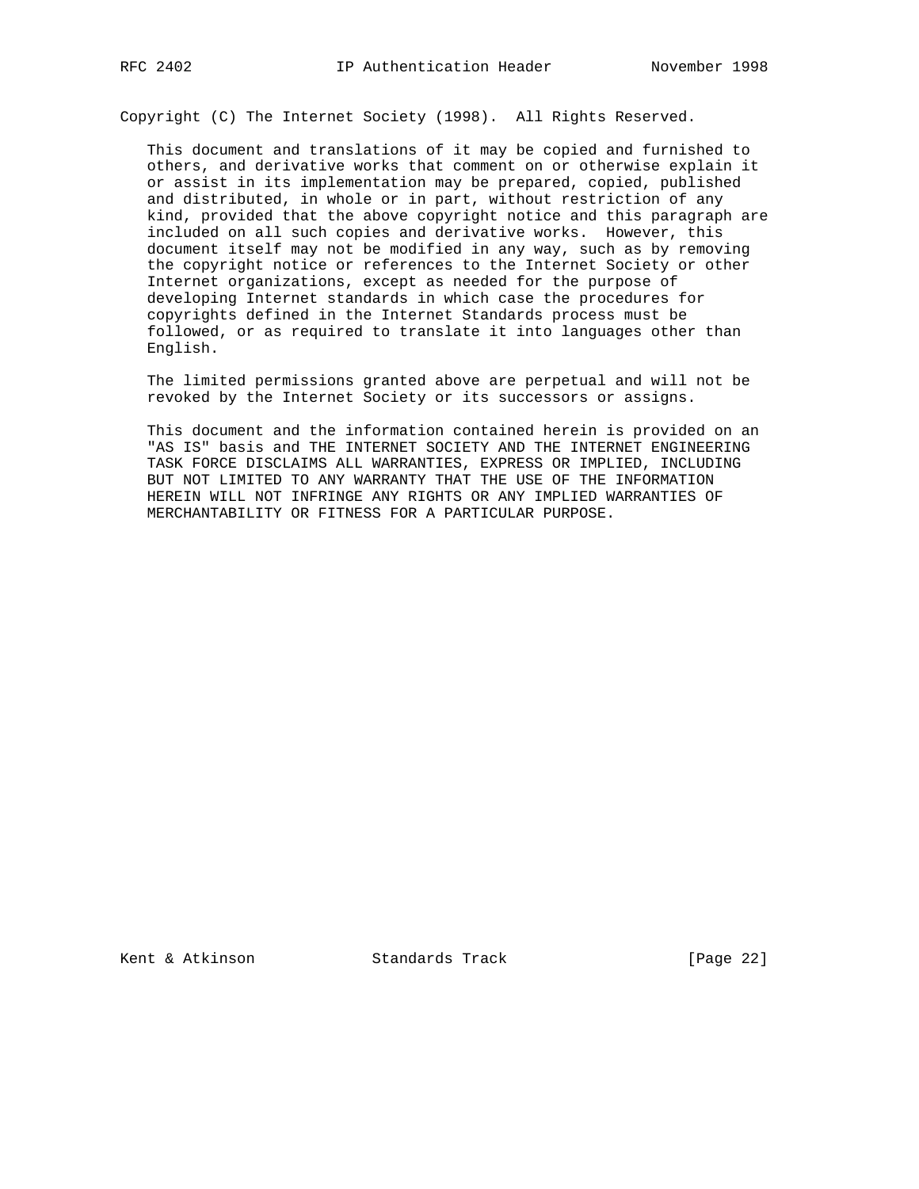Copyright (C) The Internet Society (1998). All Rights Reserved.

This document and translations of it may be copied and furnished to others, and derivative works that comment on or otherwise explain it or assist in its implementation may be prepared, copied, published and distributed, in whole or in part, without restriction of any kind, provided that the above copyright notice and this paragraph are included on all such copies and derivative works. However, this document itself may not be modified in any way, such as by removing the copyright notice or references to the Internet Society or other Internet organizations, except as needed for the purpose of developing Internet standards in which case the procedures for copyrights defined in the Internet Standards process must be followed, or as required to translate it into languages other than English.

The limited permissions granted above are perpetual and will not be revoked by the Internet Society or its successors or assigns.

This document and the information contained herein is provided on an "AS IS" basis and THE INTERNET SOCIETY AND THE INTERNET ENGINEERING TASK FORCE DISCLAIMS ALL WARRANTIES, EXPRESS OR IMPLIED, INCLUDING BUT NOT LIMITED TO ANY WARRANTY THAT THE USE OF THE INFORMATION HEREIN WILL NOT INFRINGE ANY RIGHTS OR ANY IMPLIED WARRANTIES OF MERCHANTABILITY OR FITNESS FOR A PARTICULAR PURPOSE.